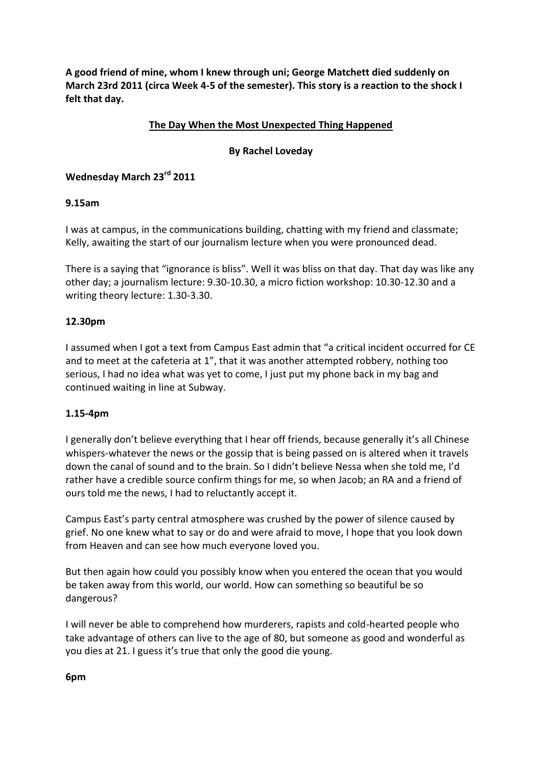**A good friend of mine, whom I knew through uni; George Matchett died suddenly on March 23rd 2011 (circa Week 4-5 of the semester). This story is a reaction to the shock I felt that day.**

# The Day When the Most Unexpected Thing Happened

**By Rachel Loveday**

## Wednesday March 23rd 2011

### 9.15am

I was at campus, in the communications building, chatting with my friend and classmate; Kelly, awaiting the start of our journalism lecture when you were pronounced dead.

There is a saying that "ignorance is bliss". Well it was bliss on that day. That day was like any other day; a journalism lecture: 9.30-10.30, a micro fiction workshop: 10.30-12.30 and a writing theory lecture: 1.30-3.30.

### 12.30pm

I assumed when I got a text from Campus East admin that "a critical incident occurred for CE and to meet at the cafeteria at 1", that it was another attempted robbery, nothing too serious, I had no idea what was yet to come, I just put my phone back in my bag and continued waiting in line at Subway.

### 1.15-4pm

I generally don't believe everything that I hear off friends, because generally it's all Chinese whispers-whatever the news or the gossip that is being passed on is altered when it travels down the canal of sound and to the brain. So I didn't believe Nessa when she told me, I'd rather have a credible source confirm things for me, so when Jacob; an RA and a friend of ours told me the news, I had to reluctantly accept it.

Campus East's party central atmosphere was crushed by the power of silence caused by grief. No one knew what to say or do and were afraid to move, I hope that you look down from Heaven and can see how much everyone loved you.

But then again how could you possibly know when you entered the ocean that you would be taken away from this world, our world. How can something so beautiful be so dangerous?

I will never be able to comprehend how murderers, rapists and cold-hearted people who take advantage of others can live to the age of 80, but someone as good and wonderful as you dies at 21. I guess it's true that only the good die young.

### 6pm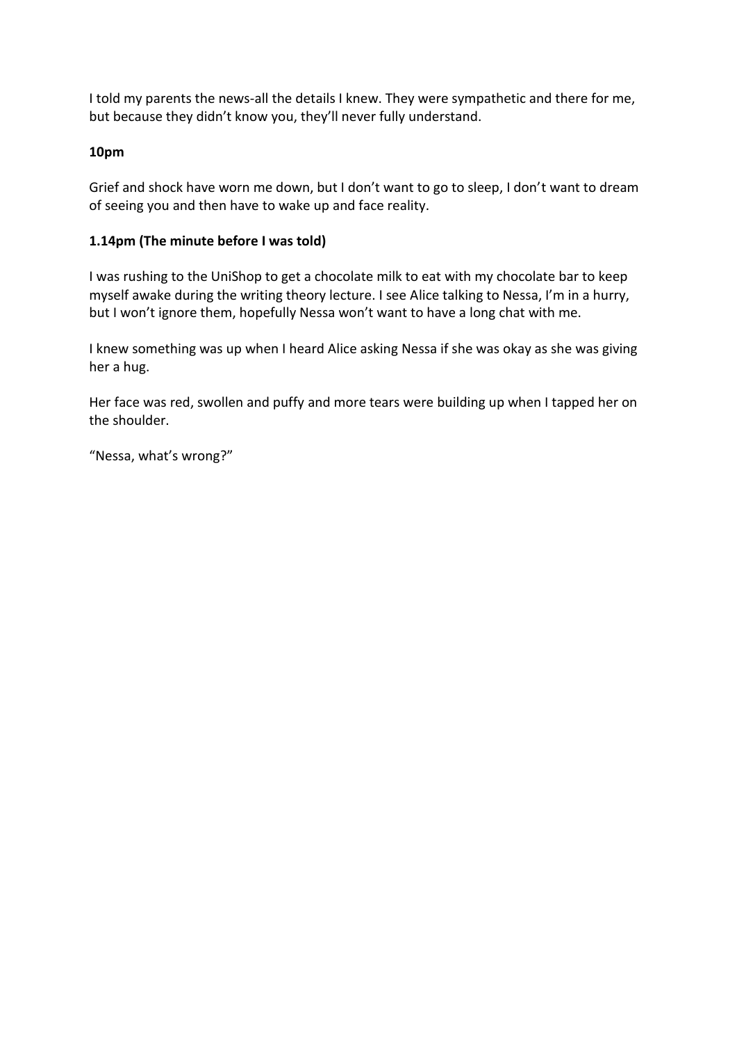I told my parents the news-all the details I knew. They were sympathetic and there for me, but because they didn't know you, they'll never fully understand.

**10pm**

Grief and shock have worn me down, but I don't want to go to sleep, I don't want to dream of seeing you and then have to wake up and face reality.

**1.14pm (The minute before I was told)**

I was rushing to the UniShop to get a chocolate milk to eat with my chocolate bar to keep myself awake during the writing theory lecture. I see Alice talking to Nessa, I'm in a hurry, but I won't ignore them, hopefully Nessa won't want to have a long chat with me.

I knew something was up when I heard Alice asking Nessa if she was okay as she was giving her a hug.

Her face was red, swollen and puffy and more tears were building up when I tapped her on the shoulder.

"Nessa, what's wrong?"